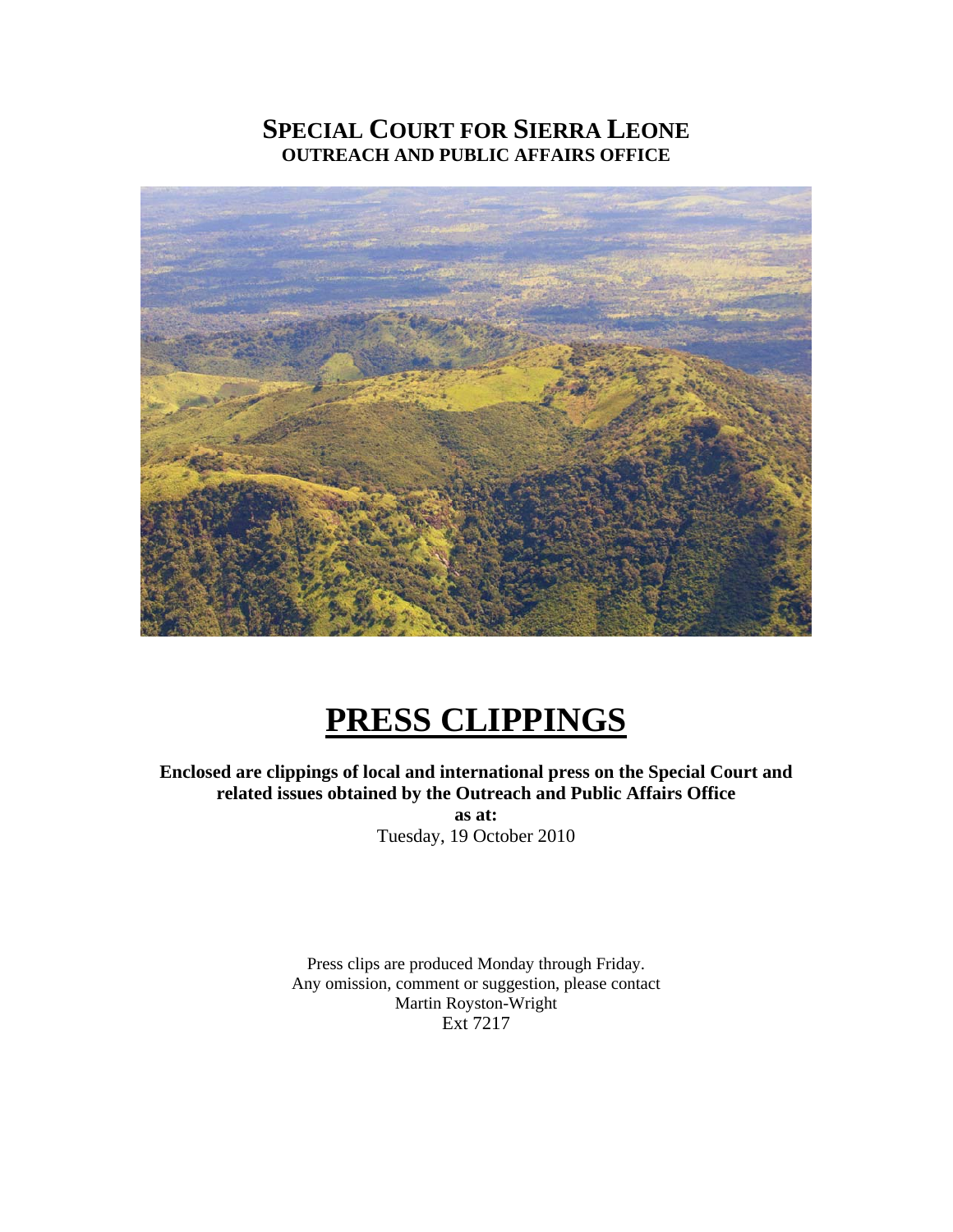# SPECIAL COURT FOR SIERRA LEONE

## OUTREACH AND PUBLIC AFFAIRS OFFICE

# PRESS CLIPPINGS

**Enclosed are clippings of local and international press on the Special Court and related issues obtained by the Outreach and Public Affairs Office**

**as at:**

Tuesday, 19 October 2010

Press clips are produced Monday through Friday.
Any omission, comment or suggestion, please contact
Martin Royston-Wright
Ext 7217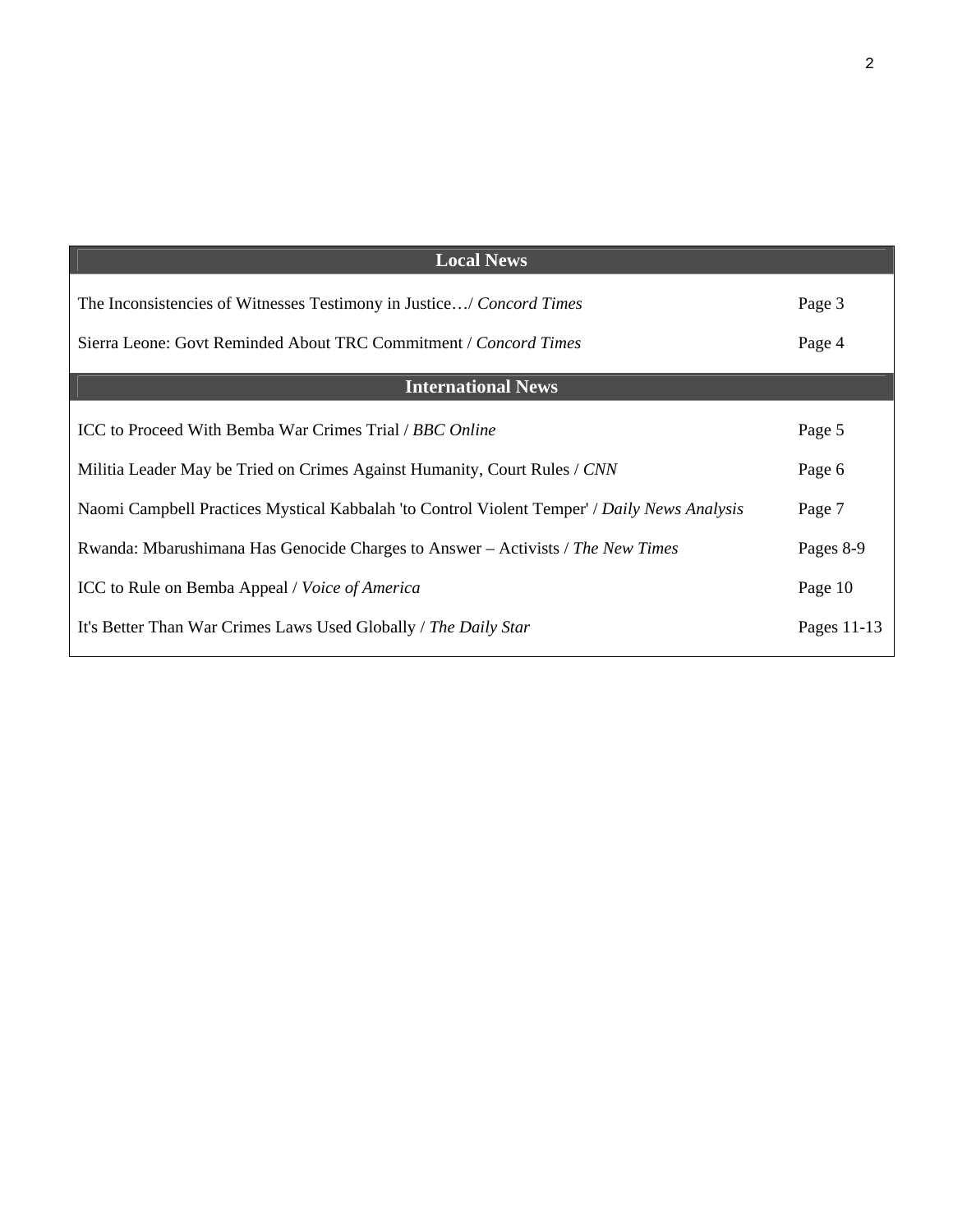| Local News | |
|---|---|
| The Inconsistencies of Witnesses Testimony in Justice…/ *Concord Times* | Page 3 |
| Sierra Leone: Govt Reminded About TRC Commitment / *Concord Times* | Page 4 |
| **International News** | |
| ICC to Proceed With Bemba War Crimes Trial / *BBC Online* | Page 5 |
| Militia Leader May be Tried on Crimes Against Humanity, Court Rules / *CNN* | Page 6 |
| Naomi Campbell Practices Mystical Kabbalah 'to Control Violent Temper' / *Daily News Analysis* | Page 7 |
| Rwanda: Mbarushimana Has Genocide Charges to Answer – Activists / *The New Times* | Pages 8-9 |
| ICC to Rule on Bemba Appeal / *Voice of America* | Page 10 |
| It's Better Than War Crimes Laws Used Globally / *The Daily Star* | Pages 11-13 |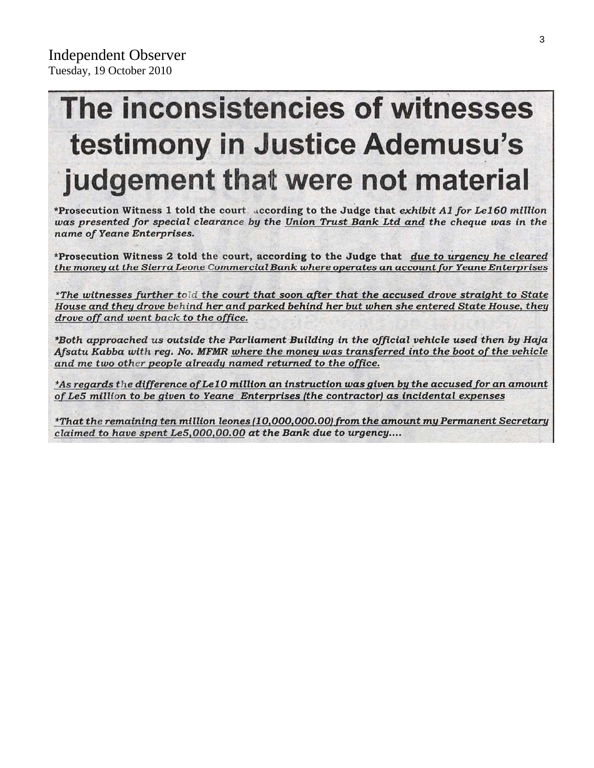Independent Observer
Tuesday, 19 October 2010

# The inconsistencies of witnesses testimony in Justice Ademusu's judgement that were not material

**\*Prosecution Witness 1 told the court, according to the Judge that *exhibit A1 for Le160 million was presented for special clearance by the Union Trust Bank Ltd and the cheque was in the name of Yeane Enterprises.***

**\*Prosecution Witness 2 told the court, according to the Judge that *due to urgency he cleared the money at the Sierra Leone Commercial Bank where operates an account for Yeane Enterprises***

***\*The witnesses further told the court that soon after that the accused drove straight to State House and they drove behind her and parked behind her but when she entered State House, they drove off and went back to the office.***

***\*Both approached us outside the Parliament Building in the official vehicle used then by Haja Afsatu Kabba with reg. No. MFMR where the money was transferred into the boot of the vehicle and me two other people already named returned to the office.***

***\*As regards the difference of Le10 million an instruction was given by the accused for an amount of Le5 million to be given to Yeane Enterprises (the contractor) as incidental expenses***

***\*That the remaining ten million leones (10,000,000.00) from the amount my Permanent Secretary claimed to have spent Le5,000,00.00 at the Bank due to urgency....***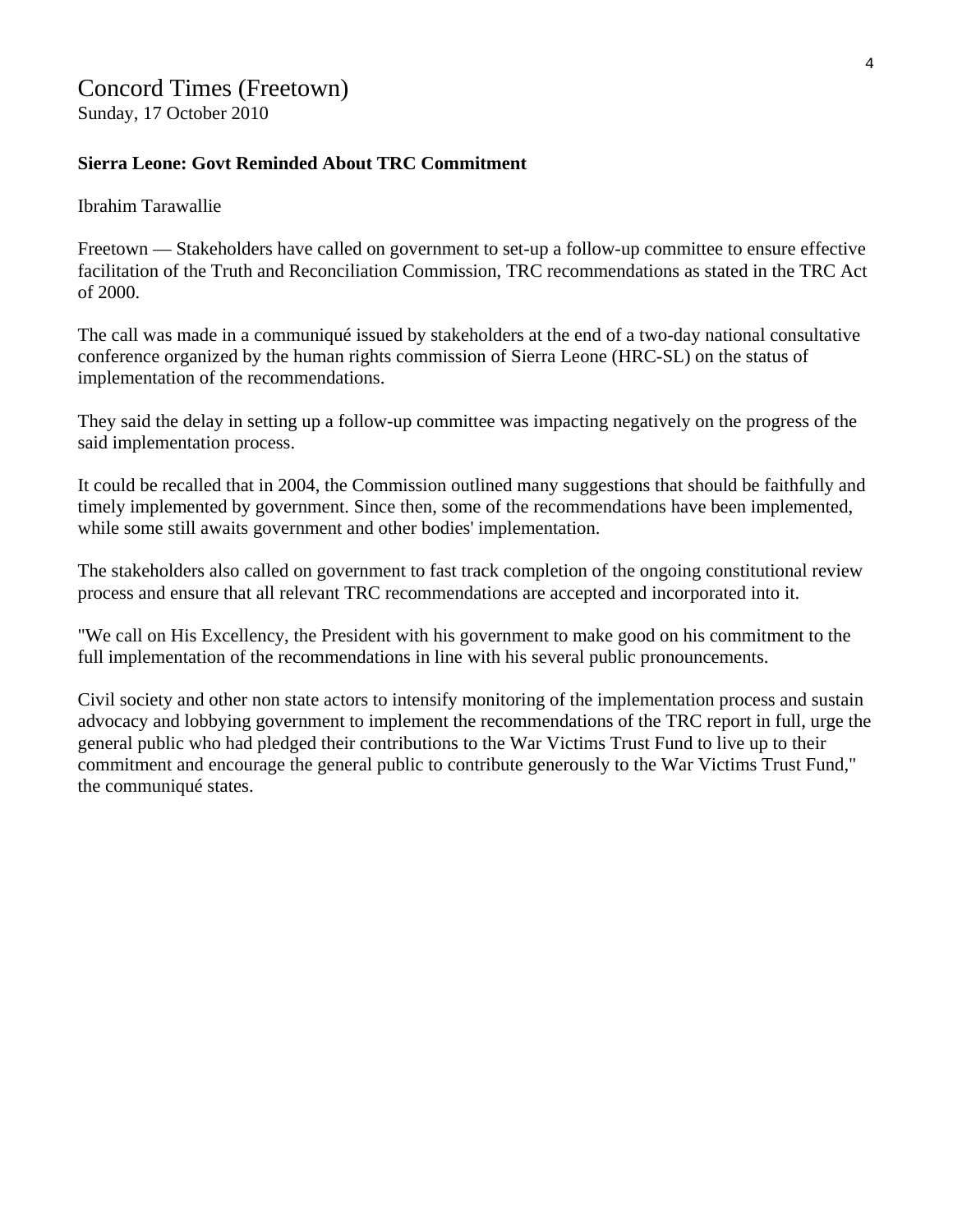Concord Times (Freetown)
Sunday, 17 October 2010

**Sierra Leone: Govt Reminded About TRC Commitment**

Ibrahim Tarawallie

Freetown — Stakeholders have called on government to set-up a follow-up committee to ensure effective facilitation of the Truth and Reconciliation Commission, TRC recommendations as stated in the TRC Act of 2000.

The call was made in a communiqué issued by stakeholders at the end of a two-day national consultative conference organized by the human rights commission of Sierra Leone (HRC-SL) on the status of implementation of the recommendations.

They said the delay in setting up a follow-up committee was impacting negatively on the progress of the said implementation process.

It could be recalled that in 2004, the Commission outlined many suggestions that should be faithfully and timely implemented by government. Since then, some of the recommendations have been implemented, while some still awaits government and other bodies' implementation.

The stakeholders also called on government to fast track completion of the ongoing constitutional review process and ensure that all relevant TRC recommendations are accepted and incorporated into it.

"We call on His Excellency, the President with his government to make good on his commitment to the full implementation of the recommendations in line with his several public pronouncements.

Civil society and other non state actors to intensify monitoring of the implementation process and sustain advocacy and lobbying government to implement the recommendations of the TRC report in full, urge the general public who had pledged their contributions to the War Victims Trust Fund to live up to their commitment and encourage the general public to contribute generously to the War Victims Trust Fund," the communiqué states.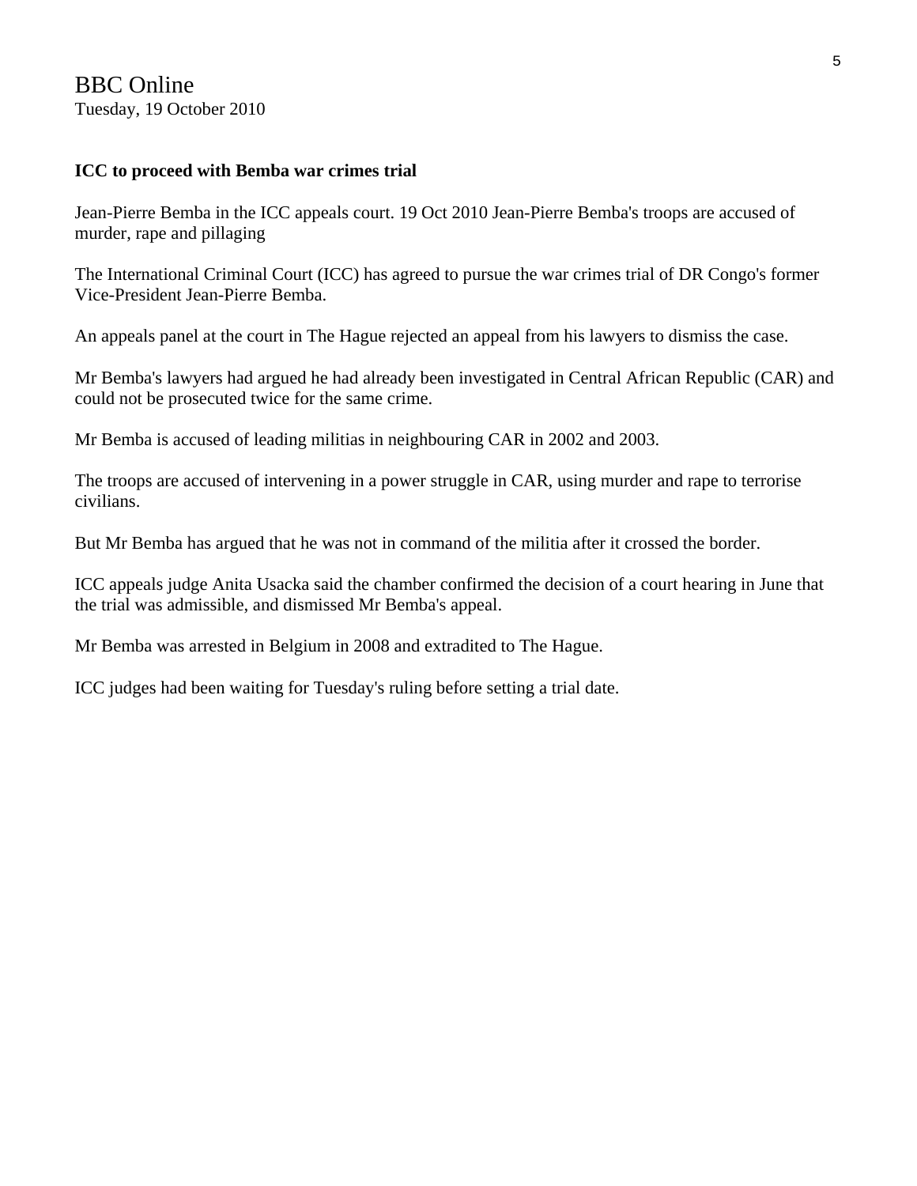BBC Online
Tuesday, 19 October 2010

**ICC to proceed with Bemba war crimes trial**

Jean-Pierre Bemba in the ICC appeals court. 19 Oct 2010 Jean-Pierre Bemba's troops are accused of murder, rape and pillaging

The International Criminal Court (ICC) has agreed to pursue the war crimes trial of DR Congo's former Vice-President Jean-Pierre Bemba.

An appeals panel at the court in The Hague rejected an appeal from his lawyers to dismiss the case.

Mr Bemba's lawyers had argued he had already been investigated in Central African Republic (CAR) and could not be prosecuted twice for the same crime.

Mr Bemba is accused of leading militias in neighbouring CAR in 2002 and 2003.

The troops are accused of intervening in a power struggle in CAR, using murder and rape to terrorise civilians.

But Mr Bemba has argued that he was not in command of the militia after it crossed the border.

ICC appeals judge Anita Usacka said the chamber confirmed the decision of a court hearing in June that the trial was admissible, and dismissed Mr Bemba's appeal.

Mr Bemba was arrested in Belgium in 2008 and extradited to The Hague.

ICC judges had been waiting for Tuesday's ruling before setting a trial date.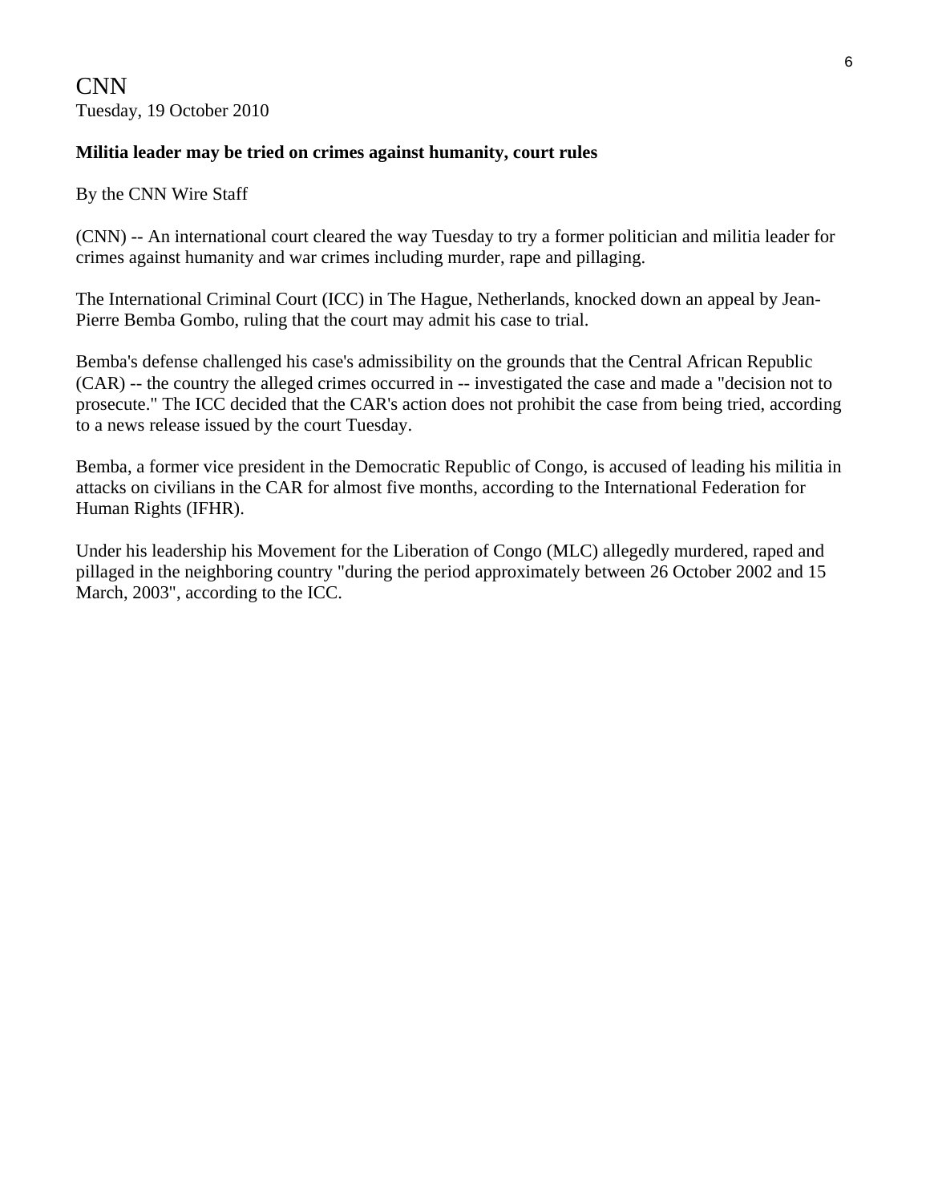CNN

Tuesday, 19 October 2010

**Militia leader may be tried on crimes against humanity, court rules**

By the CNN Wire Staff

(CNN) -- An international court cleared the way Tuesday to try a former politician and militia leader for crimes against humanity and war crimes including murder, rape and pillaging.

The International Criminal Court (ICC) in The Hague, Netherlands, knocked down an appeal by Jean-Pierre Bemba Gombo, ruling that the court may admit his case to trial.

Bemba's defense challenged his case's admissibility on the grounds that the Central African Republic (CAR) -- the country the alleged crimes occurred in -- investigated the case and made a "decision not to prosecute." The ICC decided that the CAR's action does not prohibit the case from being tried, according to a news release issued by the court Tuesday.

Bemba, a former vice president in the Democratic Republic of Congo, is accused of leading his militia in attacks on civilians in the CAR for almost five months, according to the International Federation for Human Rights (IFHR).

Under his leadership his Movement for the Liberation of Congo (MLC) allegedly murdered, raped and pillaged in the neighboring country "during the period approximately between 26 October 2002 and 15 March, 2003", according to the ICC.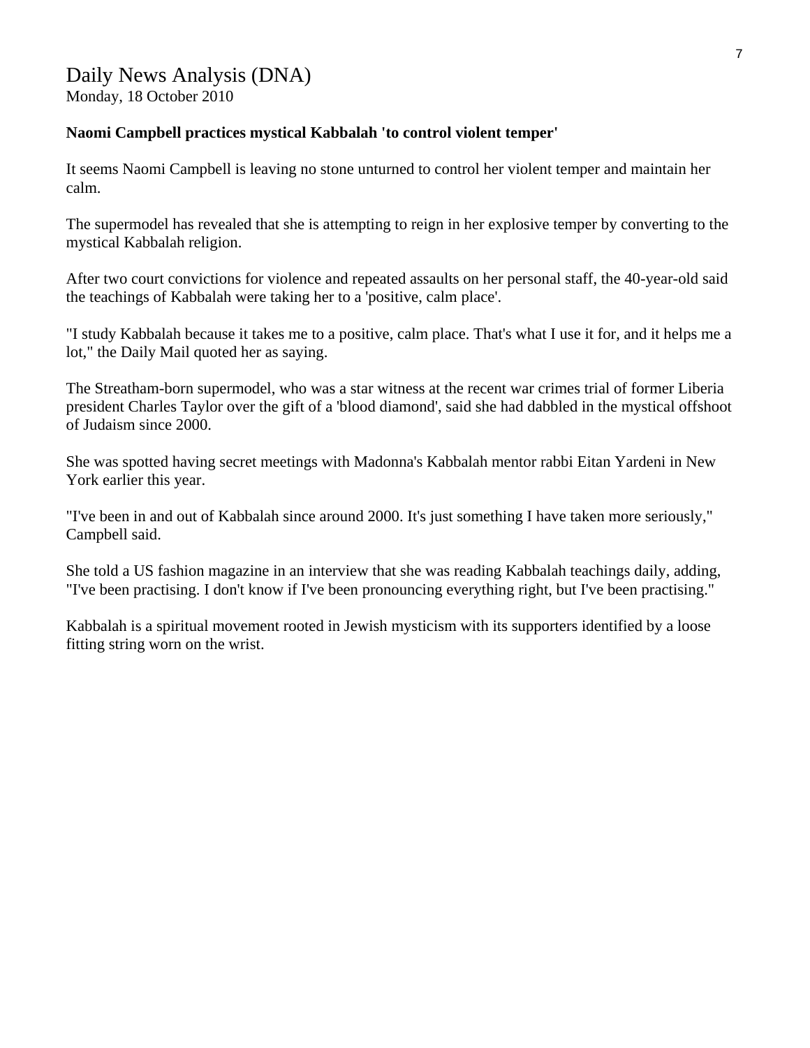Daily News Analysis (DNA)
Monday, 18 October 2010

**Naomi Campbell practices mystical Kabbalah 'to control violent temper'**

It seems Naomi Campbell is leaving no stone unturned to control her violent temper and maintain her calm.

The supermodel has revealed that she is attempting to reign in her explosive temper by converting to the mystical Kabbalah religion.

After two court convictions for violence and repeated assaults on her personal staff, the 40-year-old said the teachings of Kabbalah were taking her to a 'positive, calm place'.

"I study Kabbalah because it takes me to a positive, calm place. That's what I use it for, and it helps me a lot," the Daily Mail quoted her as saying.

The Streatham-born supermodel, who was a star witness at the recent war crimes trial of former Liberia president Charles Taylor over the gift of a 'blood diamond', said she had dabbled in the mystical offshoot of Judaism since 2000.

She was spotted having secret meetings with Madonna's Kabbalah mentor rabbi Eitan Yardeni in New York earlier this year.

"I've been in and out of Kabbalah since around 2000. It's just something I have taken more seriously," Campbell said.

She told a US fashion magazine in an interview that she was reading Kabbalah teachings daily, adding, "I've been practising. I don't know if I've been pronouncing everything right, but I've been practising."

Kabbalah is a spiritual movement rooted in Jewish mysticism with its supporters identified by a loose fitting string worn on the wrist.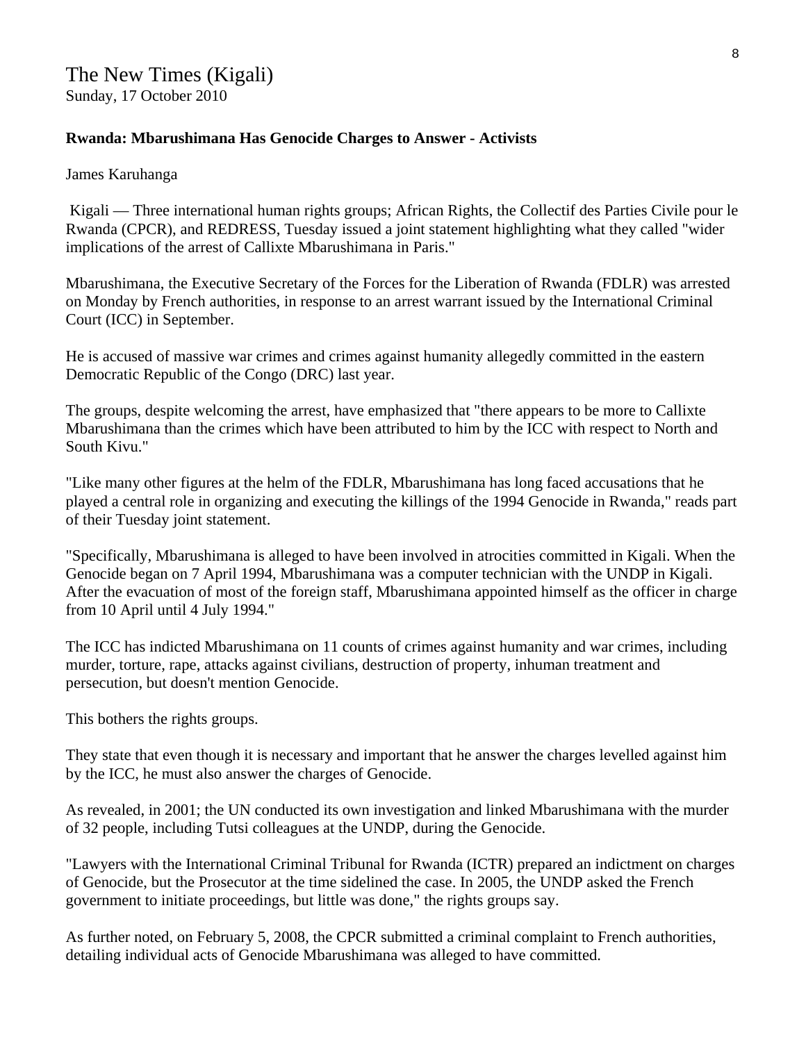The New Times (Kigali)
Sunday, 17 October 2010

**Rwanda: Mbarushimana Has Genocide Charges to Answer - Activists**

James Karuhanga

Kigali — Three international human rights groups; African Rights, the Collectif des Parties Civile pour le Rwanda (CPCR), and REDRESS, Tuesday issued a joint statement highlighting what they called "wider implications of the arrest of Callixte Mbarushimana in Paris."

Mbarushimana, the Executive Secretary of the Forces for the Liberation of Rwanda (FDLR) was arrested on Monday by French authorities, in response to an arrest warrant issued by the International Criminal Court (ICC) in September.

He is accused of massive war crimes and crimes against humanity allegedly committed in the eastern Democratic Republic of the Congo (DRC) last year.

The groups, despite welcoming the arrest, have emphasized that "there appears to be more to Callixte Mbarushimana than the crimes which have been attributed to him by the ICC with respect to North and South Kivu."

"Like many other figures at the helm of the FDLR, Mbarushimana has long faced accusations that he played a central role in organizing and executing the killings of the 1994 Genocide in Rwanda," reads part of their Tuesday joint statement.

"Specifically, Mbarushimana is alleged to have been involved in atrocities committed in Kigali. When the Genocide began on 7 April 1994, Mbarushimana was a computer technician with the UNDP in Kigali. After the evacuation of most of the foreign staff, Mbarushimana appointed himself as the officer in charge from 10 April until 4 July 1994."

The ICC has indicted Mbarushimana on 11 counts of crimes against humanity and war crimes, including murder, torture, rape, attacks against civilians, destruction of property, inhuman treatment and persecution, but doesn't mention Genocide.

This bothers the rights groups.

They state that even though it is necessary and important that he answer the charges levelled against him by the ICC, he must also answer the charges of Genocide.

As revealed, in 2001; the UN conducted its own investigation and linked Mbarushimana with the murder of 32 people, including Tutsi colleagues at the UNDP, during the Genocide.

"Lawyers with the International Criminal Tribunal for Rwanda (ICTR) prepared an indictment on charges of Genocide, but the Prosecutor at the time sidelined the case. In 2005, the UNDP asked the French government to initiate proceedings, but little was done," the rights groups say.

As further noted, on February 5, 2008, the CPCR submitted a criminal complaint to French authorities, detailing individual acts of Genocide Mbarushimana was alleged to have committed.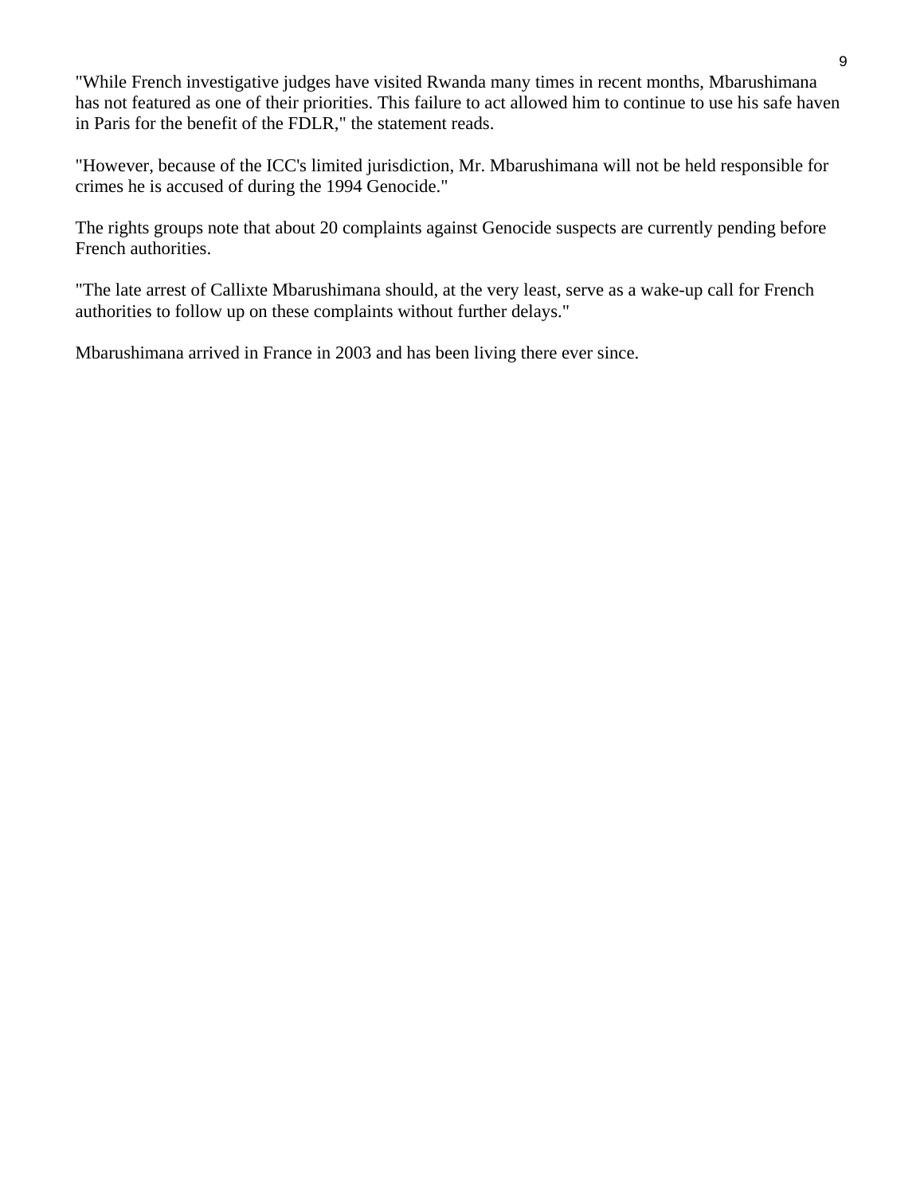"While French investigative judges have visited Rwanda many times in recent months, Mbarushimana has not featured as one of their priorities. This failure to act allowed him to continue to use his safe haven in Paris for the benefit of the FDLR," the statement reads.

"However, because of the ICC's limited jurisdiction, Mr. Mbarushimana will not be held responsible for crimes he is accused of during the 1994 Genocide."

The rights groups note that about 20 complaints against Genocide suspects are currently pending before French authorities.

"The late arrest of Callixte Mbarushimana should, at the very least, serve as a wake-up call for French authorities to follow up on these complaints without further delays."

Mbarushimana arrived in France in 2003 and has been living there ever since.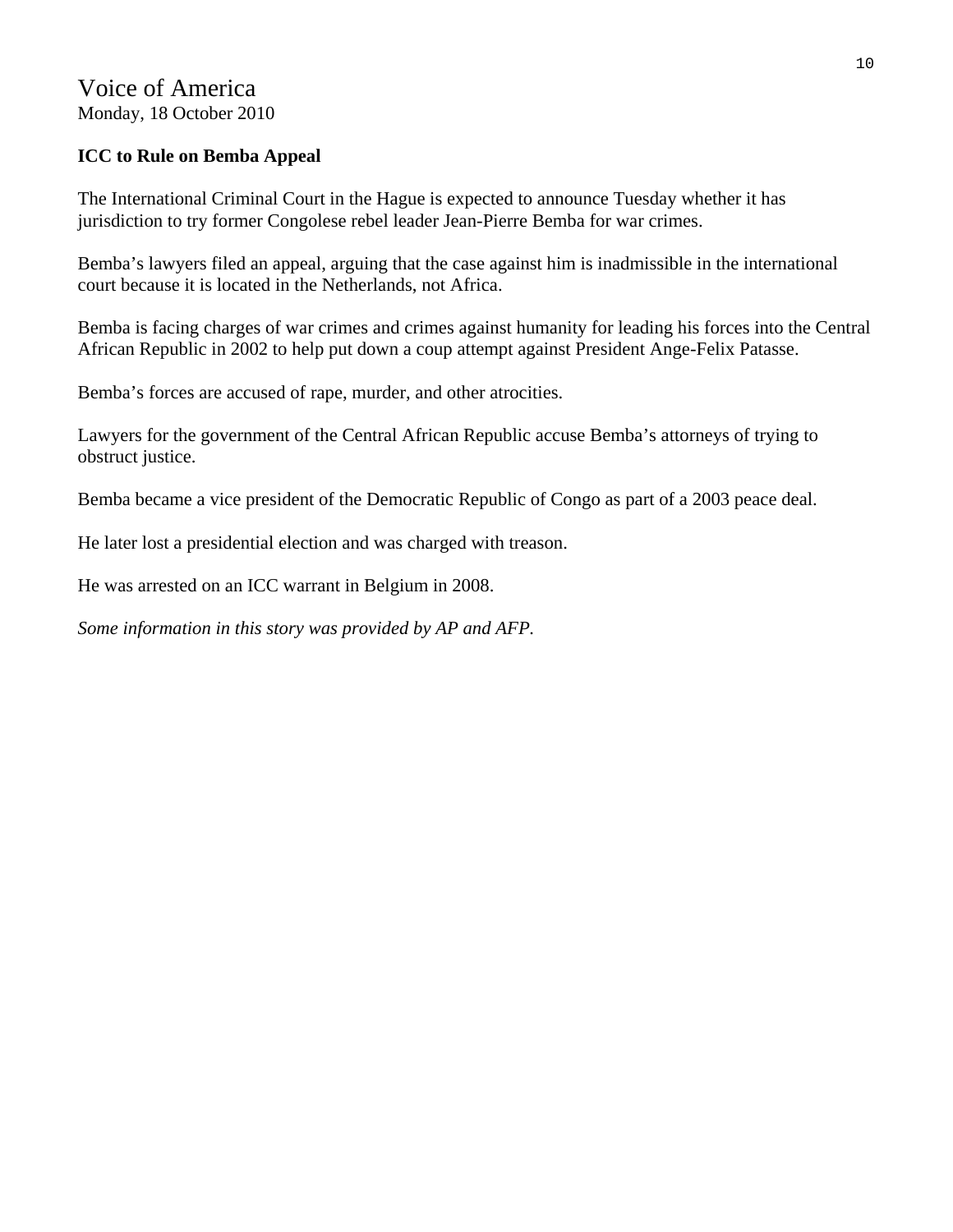## Voice of America

Monday, 18 October 2010

**ICC to Rule on Bemba Appeal**

The International Criminal Court in the Hague is expected to announce Tuesday whether it has jurisdiction to try former Congolese rebel leader Jean-Pierre Bemba for war crimes.

Bemba's lawyers filed an appeal, arguing that the case against him is inadmissible in the international court because it is located in the Netherlands, not Africa.

Bemba is facing charges of war crimes and crimes against humanity for leading his forces into the Central African Republic in 2002 to help put down a coup attempt against President Ange-Felix Patasse.

Bemba's forces are accused of rape, murder, and other atrocities.

Lawyers for the government of the Central African Republic accuse Bemba's attorneys of trying to obstruct justice.

Bemba became a vice president of the Democratic Republic of Congo as part of a 2003 peace deal.

He later lost a presidential election and was charged with treason.

He was arrested on an ICC warrant in Belgium in 2008.

*Some information in this story was provided by AP and AFP.*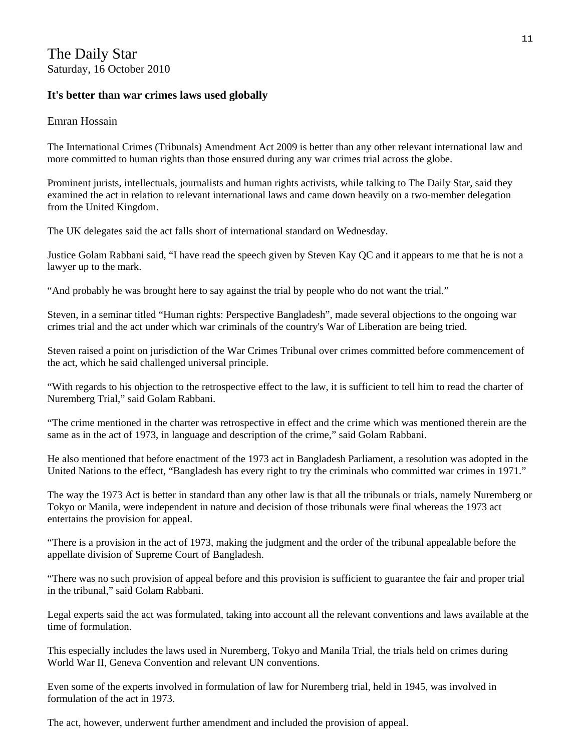The Daily Star
Saturday, 16 October 2010

**It's better than war crimes laws used globally**

Emran Hossain

The International Crimes (Tribunals) Amendment Act 2009 is better than any other relevant international law and more committed to human rights than those ensured during any war crimes trial across the globe.

Prominent jurists, intellectuals, journalists and human rights activists, while talking to The Daily Star, said they examined the act in relation to relevant international laws and came down heavily on a two-member delegation from the United Kingdom.

The UK delegates said the act falls short of international standard on Wednesday.

Justice Golam Rabbani said, "I have read the speech given by Steven Kay QC and it appears to me that he is not a lawyer up to the mark.

"And probably he was brought here to say against the trial by people who do not want the trial."

Steven, in a seminar titled "Human rights: Perspective Bangladesh", made several objections to the ongoing war crimes trial and the act under which war criminals of the country's War of Liberation are being tried.

Steven raised a point on jurisdiction of the War Crimes Tribunal over crimes committed before commencement of the act, which he said challenged universal principle.

"With regards to his objection to the retrospective effect to the law, it is sufficient to tell him to read the charter of Nuremberg Trial," said Golam Rabbani.

"The crime mentioned in the charter was retrospective in effect and the crime which was mentioned therein are the same as in the act of 1973, in language and description of the crime," said Golam Rabbani.

He also mentioned that before enactment of the 1973 act in Bangladesh Parliament, a resolution was adopted in the United Nations to the effect, "Bangladesh has every right to try the criminals who committed war crimes in 1971."

The way the 1973 Act is better in standard than any other law is that all the tribunals or trials, namely Nuremberg or Tokyo or Manila, were independent in nature and decision of those tribunals were final whereas the 1973 act entertains the provision for appeal.

"There is a provision in the act of 1973, making the judgment and the order of the tribunal appealable before the appellate division of Supreme Court of Bangladesh.

"There was no such provision of appeal before and this provision is sufficient to guarantee the fair and proper trial in the tribunal," said Golam Rabbani.

Legal experts said the act was formulated, taking into account all the relevant conventions and laws available at the time of formulation.

This especially includes the laws used in Nuremberg, Tokyo and Manila Trial, the trials held on crimes during World War II, Geneva Convention and relevant UN conventions.

Even some of the experts involved in formulation of law for Nuremberg trial, held in 1945, was involved in formulation of the act in 1973.

The act, however, underwent further amendment and included the provision of appeal.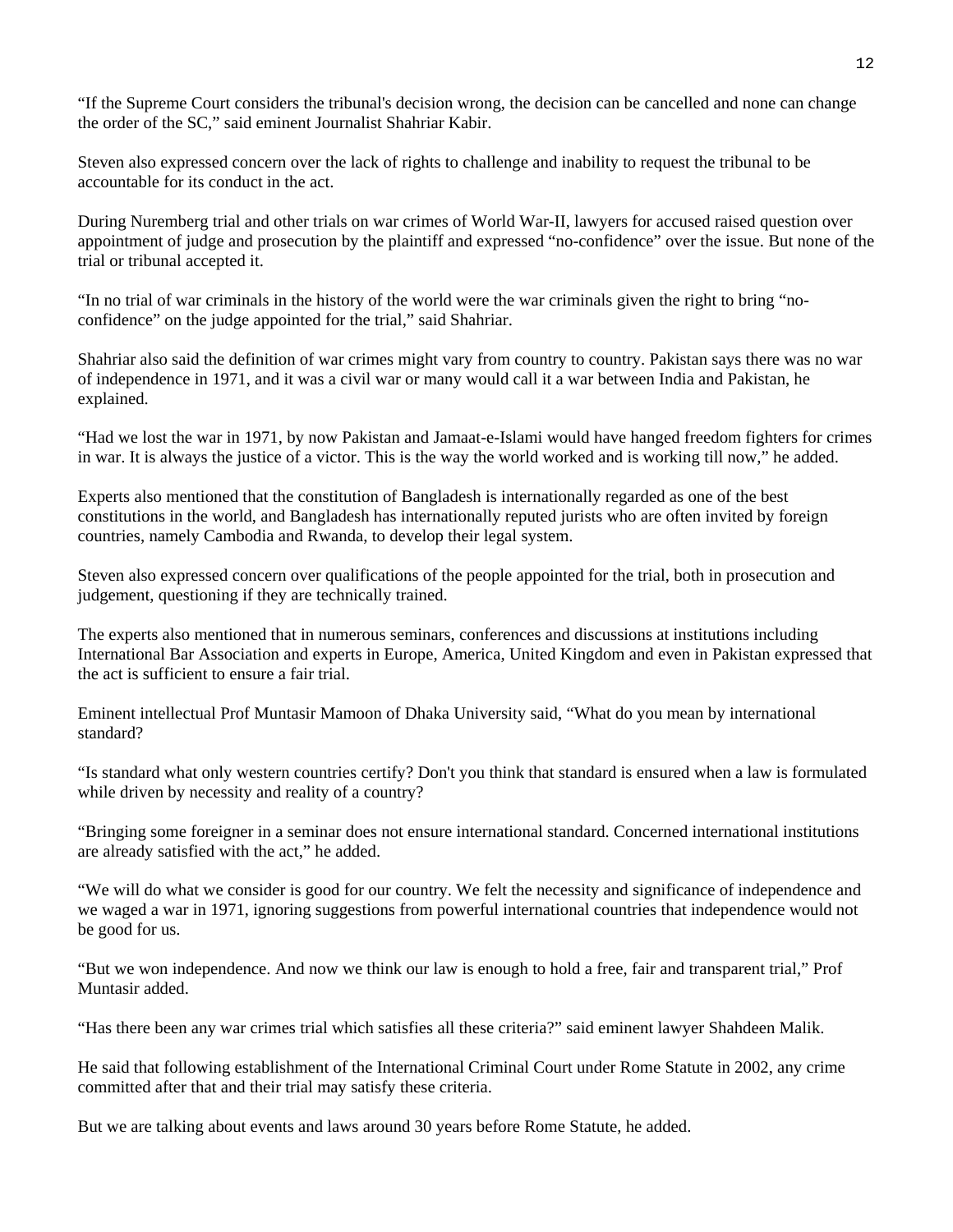“If the Supreme Court considers the tribunal's decision wrong, the decision can be cancelled and none can change the order of the SC,” said eminent Journalist Shahriar Kabir.

Steven also expressed concern over the lack of rights to challenge and inability to request the tribunal to be accountable for its conduct in the act.

During Nuremberg trial and other trials on war crimes of World War-II, lawyers for accused raised question over appointment of judge and prosecution by the plaintiff and expressed “no-confidence” over the issue. But none of the trial or tribunal accepted it.

“In no trial of war criminals in the history of the world were the war criminals given the right to bring “no-confidence” on the judge appointed for the trial,” said Shahriar.

Shahriar also said the definition of war crimes might vary from country to country. Pakistan says there was no war of independence in 1971, and it was a civil war or many would call it a war between India and Pakistan, he explained.

“Had we lost the war in 1971, by now Pakistan and Jamaat-e-Islami would have hanged freedom fighters for crimes in war. It is always the justice of a victor. This is the way the world worked and is working till now,” he added.

Experts also mentioned that the constitution of Bangladesh is internationally regarded as one of the best constitutions in the world, and Bangladesh has internationally reputed jurists who are often invited by foreign countries, namely Cambodia and Rwanda, to develop their legal system.

Steven also expressed concern over qualifications of the people appointed for the trial, both in prosecution and judgement, questioning if they are technically trained.

The experts also mentioned that in numerous seminars, conferences and discussions at institutions including International Bar Association and experts in Europe, America, United Kingdom and even in Pakistan expressed that the act is sufficient to ensure a fair trial.

Eminent intellectual Prof Muntasir Mamoon of Dhaka University said, “What do you mean by international standard?

“Is standard what only western countries certify? Don't you think that standard is ensured when a law is formulated while driven by necessity and reality of a country?

“Bringing some foreigner in a seminar does not ensure international standard. Concerned international institutions are already satisfied with the act,” he added.

“We will do what we consider is good for our country. We felt the necessity and significance of independence and we waged a war in 1971, ignoring suggestions from powerful international countries that independence would not be good for us.

“But we won independence. And now we think our law is enough to hold a free, fair and transparent trial,” Prof Muntasir added.

“Has there been any war crimes trial which satisfies all these criteria?” said eminent lawyer Shahdeen Malik.

He said that following establishment of the International Criminal Court under Rome Statute in 2002, any crime committed after that and their trial may satisfy these criteria.

But we are talking about events and laws around 30 years before Rome Statute, he added.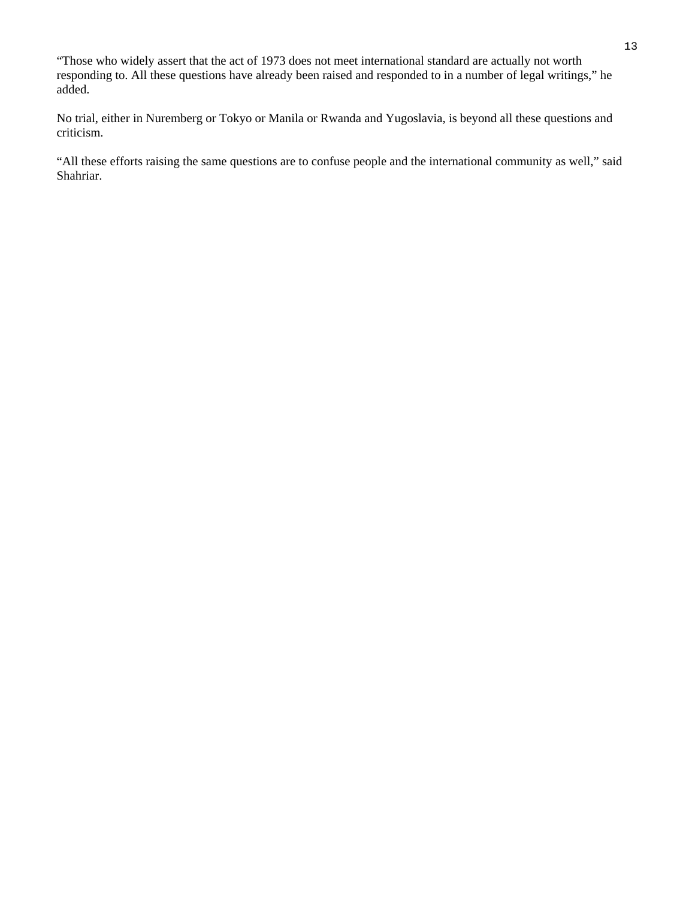"Those who widely assert that the act of 1973 does not meet international standard are actually not worth responding to. All these questions have already been raised and responded to in a number of legal writings," he added.

No trial, either in Nuremberg or Tokyo or Manila or Rwanda and Yugoslavia, is beyond all these questions and criticism.

"All these efforts raising the same questions are to confuse people and the international community as well," said Shahriar.